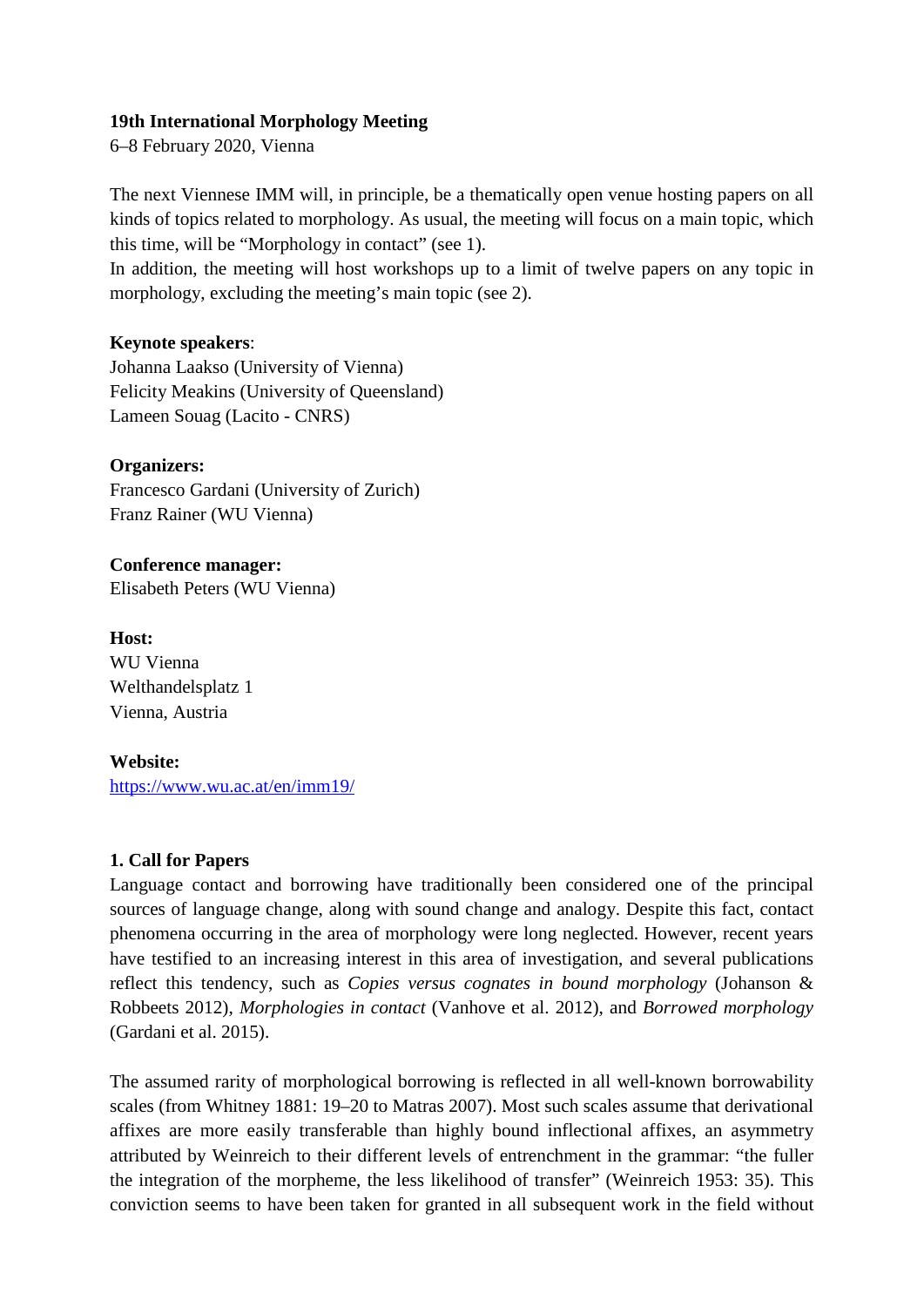**19th International Morphology Meeting**
6–8 February 2020, Vienna

The next Viennese IMM will, in principle, be a thematically open venue hosting papers on all kinds of topics related to morphology. As usual, the meeting will focus on a main topic, which this time, will be “Morphology in contact” (see 1).
In addition, the meeting will host workshops up to a limit of twelve papers on any topic in morphology, excluding the meeting’s main topic (see 2).

**Keynote speakers**:
Johanna Laakso (University of Vienna)
Felicity Meakins (University of Queensland)
Lameen Souag (Lacito - CNRS)

**Organizers:**
Francesco Gardani (University of Zurich)
Franz Rainer (WU Vienna)

**Conference manager:**
Elisabeth Peters (WU Vienna)

**Host:**
WU Vienna
Welthandelsplatz 1
Vienna, Austria

**Website:**
https://www.wu.ac.at/en/imm19/

**1. Call for Papers**

Language contact and borrowing have traditionally been considered one of the principal sources of language change, along with sound change and analogy. Despite this fact, contact phenomena occurring in the area of morphology were long neglected. However, recent years have testified to an increasing interest in this area of investigation, and several publications reflect this tendency, such as *Copies versus cognates in bound morphology* (Johanson & Robbeets 2012), *Morphologies in contact* (Vanhove et al. 2012), and *Borrowed morphology* (Gardani et al. 2015).

The assumed rarity of morphological borrowing is reflected in all well-known borrowability scales (from Whitney 1881: 19–20 to Matras 2007). Most such scales assume that derivational affixes are more easily transferable than highly bound inflectional affixes, an asymmetry attributed by Weinreich to their different levels of entrenchment in the grammar: “the fuller the integration of the morpheme, the less likelihood of transfer” (Weinreich 1953: 35). This conviction seems to have been taken for granted in all subsequent work in the field without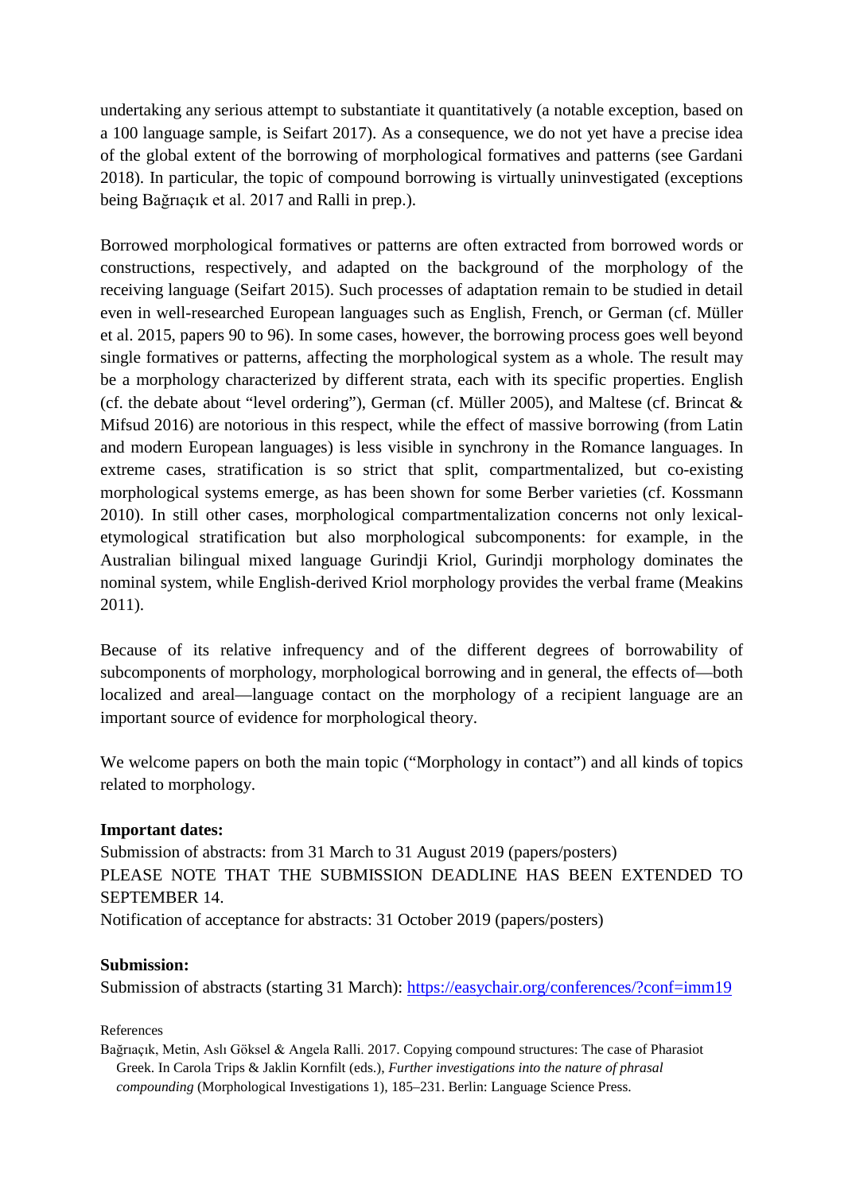undertaking any serious attempt to substantiate it quantitatively (a notable exception, based on a 100 language sample, is Seifart 2017). As a consequence, we do not yet have a precise idea of the global extent of the borrowing of morphological formatives and patterns (see Gardani 2018). In particular, the topic of compound borrowing is virtually uninvestigated (exceptions being Bağrıaçık et al. 2017 and Ralli in prep.).

Borrowed morphological formatives or patterns are often extracted from borrowed words or constructions, respectively, and adapted on the background of the morphology of the receiving language (Seifart 2015). Such processes of adaptation remain to be studied in detail even in well-researched European languages such as English, French, or German (cf. Müller et al. 2015, papers 90 to 96). In some cases, however, the borrowing process goes well beyond single formatives or patterns, affecting the morphological system as a whole. The result may be a morphology characterized by different strata, each with its specific properties. English (cf. the debate about "level ordering"), German (cf. Müller 2005), and Maltese (cf. Brincat & Mifsud 2016) are notorious in this respect, while the effect of massive borrowing (from Latin and modern European languages) is less visible in synchrony in the Romance languages. In extreme cases, stratification is so strict that split, compartmentalized, but co-existing morphological systems emerge, as has been shown for some Berber varieties (cf. Kossmann 2010). In still other cases, morphological compartmentalization concerns not only lexical-etymological stratification but also morphological subcomponents: for example, in the Australian bilingual mixed language Gurindji Kriol, Gurindji morphology dominates the nominal system, while English-derived Kriol morphology provides the verbal frame (Meakins 2011).

Because of its relative infrequency and of the different degrees of borrowability of subcomponents of morphology, morphological borrowing and in general, the effects of—both localized and areal—language contact on the morphology of a recipient language are an important source of evidence for morphological theory.

We welcome papers on both the main topic ("Morphology in contact") and all kinds of topics related to morphology.

**Important dates:**

Submission of abstracts: from 31 March to 31 August 2019 (papers/posters)
PLEASE NOTE THAT THE SUBMISSION DEADLINE HAS BEEN EXTENDED TO SEPTEMBER 14.
Notification of acceptance for abstracts: 31 October 2019 (papers/posters)

**Submission:**

Submission of abstracts (starting 31 March): https://easychair.org/conferences/?conf=imm19

References

Bağrıaçık, Metin, Aslı Göksel & Angela Ralli. 2017. Copying compound structures: The case of Pharasiot Greek. In Carola Trips & Jaklin Kornfilt (eds.), *Further investigations into the nature of phrasal compounding* (Morphological Investigations 1), 185–231. Berlin: Language Science Press.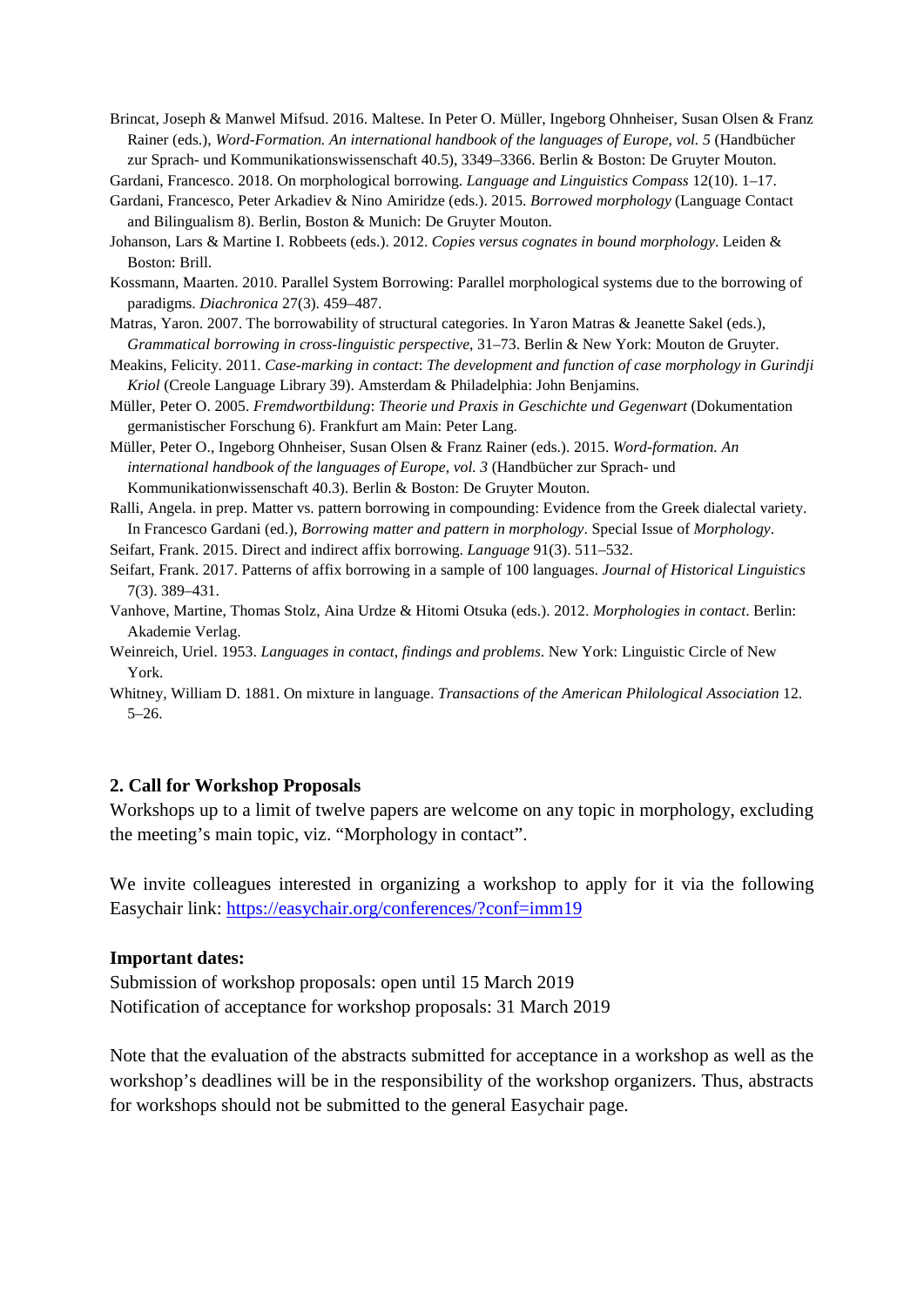Brincat, Joseph & Manwel Mifsud. 2016. Maltese. In Peter O. Müller, Ingeborg Ohnheiser, Susan Olsen & Franz Rainer (eds.), *Word-Formation. An international handbook of the languages of Europe, vol. 5* (Handbücher zur Sprach- und Kommunikationswissenschaft 40.5), 3349–3366. Berlin & Boston: De Gruyter Mouton.

Gardani, Francesco. 2018. On morphological borrowing. *Language and Linguistics Compass* 12(10). 1–17.

Gardani, Francesco, Peter Arkadiev & Nino Amiridze (eds.). 2015. *Borrowed morphology* (Language Contact and Bilingualism 8). Berlin, Boston & Munich: De Gruyter Mouton.

Johanson, Lars & Martine I. Robbeets (eds.). 2012. *Copies versus cognates in bound morphology*. Leiden & Boston: Brill.

Kossmann, Maarten. 2010. Parallel System Borrowing: Parallel morphological systems due to the borrowing of paradigms. *Diachronica* 27(3). 459–487.

Matras, Yaron. 2007. The borrowability of structural categories. In Yaron Matras & Jeanette Sakel (eds.), *Grammatical borrowing in cross-linguistic perspective*, 31–73. Berlin & New York: Mouton de Gruyter.

Meakins, Felicity. 2011. *Case-marking in contact*: *The development and function of case morphology in Gurindji Kriol* (Creole Language Library 39). Amsterdam & Philadelphia: John Benjamins.

Müller, Peter O. 2005. *Fremdwortbildung*: *Theorie und Praxis in Geschichte und Gegenwart* (Dokumentation germanistischer Forschung 6). Frankfurt am Main: Peter Lang.

Müller, Peter O., Ingeborg Ohnheiser, Susan Olsen & Franz Rainer (eds.). 2015. *Word-formation. An international handbook of the languages of Europe, vol. 3* (Handbücher zur Sprach- und Kommunikationswissenschaft 40.3). Berlin & Boston: De Gruyter Mouton.

Ralli, Angela. in prep. Matter vs. pattern borrowing in compounding: Evidence from the Greek dialectal variety. In Francesco Gardani (ed.), *Borrowing matter and pattern in morphology*. Special Issue of *Morphology*.

Seifart, Frank. 2015. Direct and indirect affix borrowing. *Language* 91(3). 511–532.

Seifart, Frank. 2017. Patterns of affix borrowing in a sample of 100 languages. *Journal of Historical Linguistics* 7(3). 389–431.

Vanhove, Martine, Thomas Stolz, Aina Urdze & Hitomi Otsuka (eds.). 2012. *Morphologies in contact*. Berlin: Akademie Verlag.

Weinreich, Uriel. 1953. *Languages in contact, findings and problems*. New York: Linguistic Circle of New York.

Whitney, William D. 1881. On mixture in language. *Transactions of the American Philological Association* 12. 5–26.

## 2. Call for Workshop Proposals

Workshops up to a limit of twelve papers are welcome on any topic in morphology, excluding the meeting's main topic, viz. "Morphology in contact".

We invite colleagues interested in organizing a workshop to apply for it via the following Easychair link: https://easychair.org/conferences/?conf=imm19

**Important dates:**

Submission of workshop proposals: open until 15 March 2019
Notification of acceptance for workshop proposals: 31 March 2019

Note that the evaluation of the abstracts submitted for acceptance in a workshop as well as the workshop's deadlines will be in the responsibility of the workshop organizers. Thus, abstracts for workshops should not be submitted to the general Easychair page.